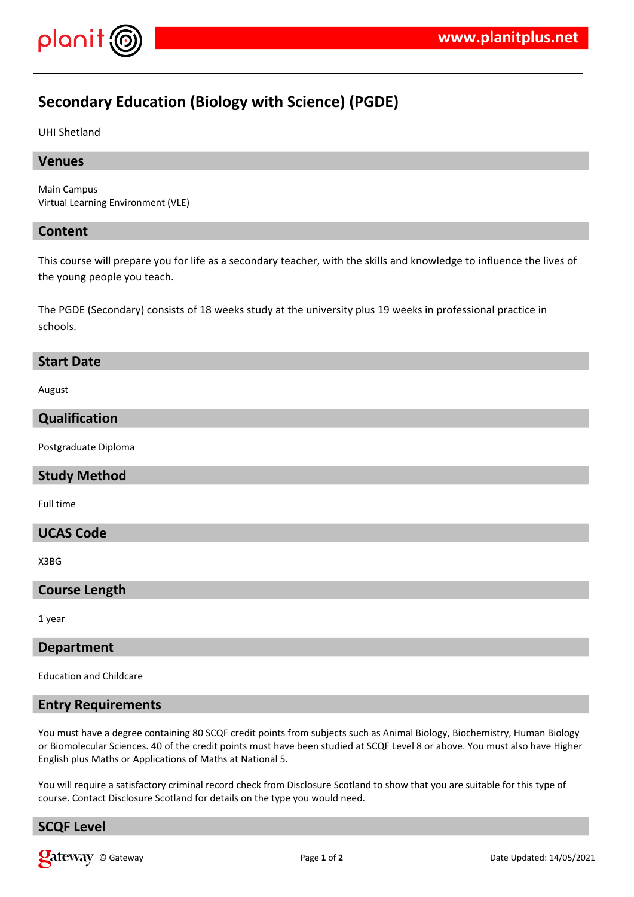# Secondary Education (Biology with Science) (PGDE)

UHI Shetland

## Venues

Main Campus
Virtual Learning Environment (VLE)

## Content

This course will prepare you for life as a secondary teacher, with the skills and knowledge to influence the lives of the young people you teach.

The PGDE (Secondary) consists of 18 weeks study at the university plus 19 weeks in professional practice in schools.

## Start Date

August

## Qualification

Postgraduate Diploma

## Study Method

Full time

## UCAS Code

X3BG

## Course Length

1 year

## Department

Education and Childcare

## Entry Requirements

You must have a degree containing 80 SCQF credit points from subjects such as Animal Biology, Biochemistry, Human Biology or Biomolecular Sciences. 40 of the credit points must have been studied at SCQF Level 8 or above. You must also have Higher English plus Maths or Applications of Maths at National 5.

You will require a satisfactory criminal record check from Disclosure Scotland to show that you are suitable for this type of course. Contact Disclosure Scotland for details on the type you would need.

## SCQF Level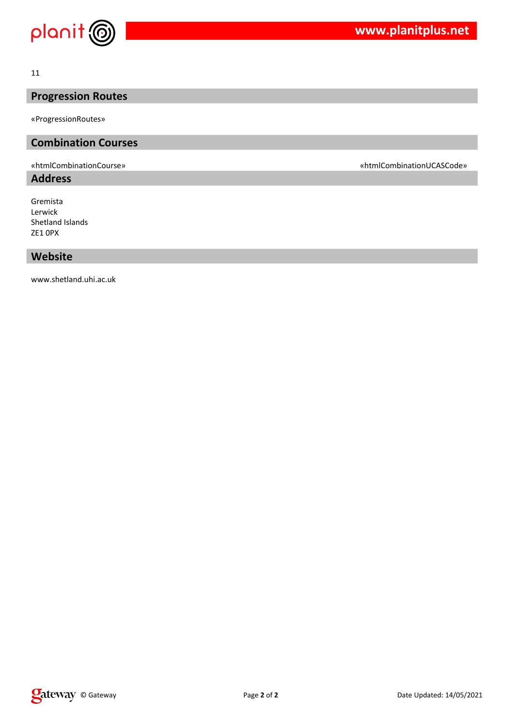11

## Progression Routes

«ProgressionRoutes»

## Combination Courses

«htmlCombinationCourse» «htmlCombinationUCASCode»

## Address

Gremista
Lerwick
Shetland Islands
ZE1 0PX

## Website

www.shetland.uhi.ac.uk